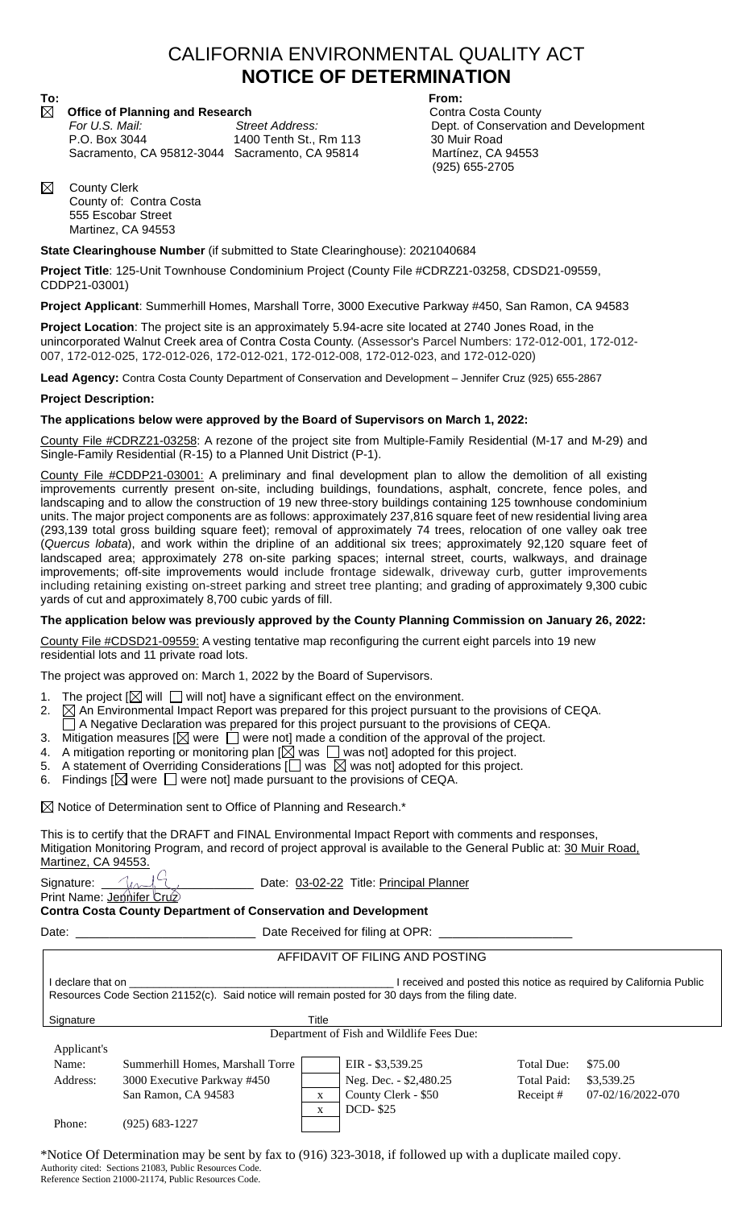# CALIFORNIA ENVIRONMENTAL QUALITY ACT
# **NOTICE OF DETERMINATION**

**To:**

☒ **Office of Planning and Research**

| *For U.S. Mail:* | *Street Address:* |
|---|---|
| P.O. Box 3044 | 1400 Tenth St., Rm 113 |
| Sacramento, CA 95812-3044 | Sacramento, CA 95814 |

☒ County Clerk
County of: Contra Costa
555 Escobar Street
Martinez, CA 94553

**From:**
Contra Costa County
Dept. of Conservation and Development
30 Muir Road
Martínez, CA 94553
(925) 655-2705

**State Clearinghouse Number** (if submitted to State Clearinghouse): 2021040684

**Project Title**: 125-Unit Townhouse Condominium Project (County File #CDRZ21-03258, CDSD21-09559, CDDP21-03001)

**Project Applicant**: Summerhill Homes, Marshall Torre, 3000 Executive Parkway #450, San Ramon, CA 94583

**Project Location**: The project site is an approximately 5.94-acre site located at 2740 Jones Road, in the unincorporated Walnut Creek area of Contra Costa County. (Assessor's Parcel Numbers: 172-012-001, 172-012-007, 172-012-025, 172-012-026, 172-012-021, 172-012-008, 172-012-023, and 172-012-020)

**Lead Agency:** Contra Costa County Department of Conservation and Development – Jennifer Cruz (925) 655-2867

**Project Description:**

**The applications below were approved by the Board of Supervisors on March 1, 2022:**

County File #CDRZ21-03258: A rezone of the project site from Multiple-Family Residential (M-17 and M-29) and Single-Family Residential (R-15) to a Planned Unit District (P-1).

County File #CDDP21-03001: A preliminary and final development plan to allow the demolition of all existing improvements currently present on-site, including buildings, foundations, asphalt, concrete, fence poles, and landscaping and to allow the construction of 19 new three-story buildings containing 125 townhouse condominium units. The major project components are as follows: approximately 237,816 square feet of new residential living area (293,139 total gross building square feet); removal of approximately 74 trees, relocation of one valley oak tree (*Quercus lobata*), and work within the dripline of an additional six trees; approximately 92,120 square feet of landscaped area; approximately 278 on-site parking spaces; internal street, courts, walkways, and drainage improvements; off-site improvements would include frontage sidewalk, driveway curb, gutter improvements including retaining existing on-street parking and street tree planting; and grading of approximately 9,300 cubic yards of cut and approximately 8,700 cubic yards of fill.

**The application below was previously approved by the County Planning Commission on January 26, 2022:**

County File #CDSD21-09559: A vesting tentative map reconfiguring the current eight parcels into 19 new residential lots and 11 private road lots.

The project was approved on: March 1, 2022 by the Board of Supervisors.

1. The project [☒ will ☐ will not] have a significant effect on the environment.
2. ☒ An Environmental Impact Report was prepared for this project pursuant to the provisions of CEQA.
   ☐ A Negative Declaration was prepared for this project pursuant to the provisions of CEQA.
3. Mitigation measures [☒ were ☐ were not] made a condition of the approval of the project.
4. A mitigation reporting or monitoring plan [☒ was ☐ was not] adopted for this project.
5. A statement of Overriding Considerations [☐ was ☒ was not] adopted for this project.
6. Findings [☒ were ☐ were not] made pursuant to the provisions of CEQA.

☒ Notice of Determination sent to Office of Planning and Research.*

This is to certify that the DRAFT and FINAL Environmental Impact Report with comments and responses, Mitigation Monitoring Program, and record of project approval is available to the General Public at: 30 Muir Road, Martinez, CA 94553.

Signature: ____________________ Date: 03-02-22 Title: Principal Planner
Print Name: Jennifer Cruz

**Contra Costa County Department of Conservation and Development**

Date: ____________________ Date Received for filing at OPR: ____________________

AFFIDAVIT OF FILING AND POSTING

I declare that on ____________________ I received and posted this notice as required by California Public Resources Code Section 21152(c). Said notice will remain posted for 30 days from the filing date.

Signature ____________________ Title ____________________

Department of Fish and Wildlife Fees Due:

| Applicant's | | | | | |
|---|---|---|---|---|---|
| Name: | Summerhill Homes, Marshall Torre | | EIR - $3,539.25 | Total Due: | $75.00 |
| Address: | 3000 Executive Parkway #450 | | Neg. Dec. - $2,480.25 | Total Paid: | $3,539.25 |
| | San Ramon, CA 94583 | x | County Clerk - $50 | Receipt # | 07-02/16/2022-070 |
| | | x | DCD- $25 | | |
| Phone: | (925) 683-1227 | | | | |

*Notice Of Determination may be sent by fax to (916) 323-3018, if followed up with a duplicate mailed copy.
Authority cited: Sections 21083, Public Resources Code.
Reference Section 21000-21174, Public Resources Code.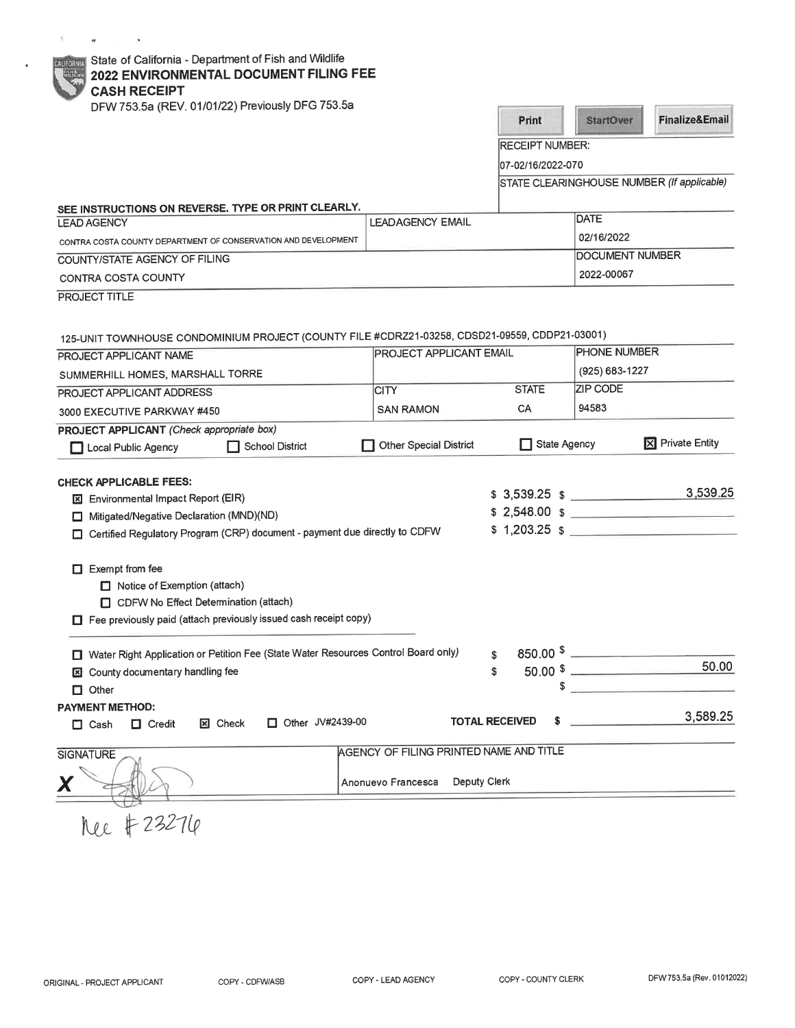State of California - Department of Fish and Wildlife

# 2022 ENVIRONMENTAL DOCUMENT FILING FEE CASH RECEIPT

DFW 753.5a (REV. 01/01/22) Previously DFG 753.5a

Print | StartOver | Finalize&Email

RECEIPT NUMBER: 07-02/16/2022-070

STATE CLEARINGHOUSE NUMBER (If applicable):

**SEE INSTRUCTIONS ON REVERSE. TYPE OR PRINT CLEARLY.**

| LEAD AGENCY | LEADAGENCY EMAIL | DATE |
|---|---|---|
| CONTRA COSTA COUNTY DEPARTMENT OF CONSERVATION AND DEVELOPMENT | | 02/16/2022 |

| COUNTY/STATE AGENCY OF FILING | DOCUMENT NUMBER |
|---|---|
| CONTRA COSTA COUNTY | 2022-00067 |

PROJECT TITLE

125-UNIT TOWNHOUSE CONDOMINIUM PROJECT (COUNTY FILE #CDRZ21-03258, CDSD21-09559, CDDP21-03001)

| PROJECT APPLICANT NAME | PROJECT APPLICANT EMAIL | | PHONE NUMBER |
|---|---|---|---|
| SUMMERHILL HOMES, MARSHALL TORRE | | | (925) 683-1227 |
| **PROJECT APPLICANT ADDRESS** | **CITY** | **STATE** | **ZIP CODE** |
| 3000 EXECUTIVE PARKWAY #450 | SAN RAMON | CA | 94583 |

**PROJECT APPLICANT** *(Check appropriate box)*

☐ Local Public Agency ☐ School District ☐ Other Special District ☐ State Agency ☒ Private Entity

**CHECK APPLICABLE FEES:**

| | | |
|---|---|---|
| ☒ Environmental Impact Report (EIR) | $ 3,539.25 | $ 3,539.25 |
| ☐ Mitigated/Negative Declaration (MND)(ND) | $ 2,548.00 | $ |
| ☐ Certified Regulatory Program (CRP) document - payment due directly to CDFW | $ 1,203.25 | $ |

☐ Exempt from fee
- ☐ Notice of Exemption (attach)
- ☐ CDFW No Effect Determination (attach)

☐ Fee previously paid (attach previously issued cash receipt copy)

| | | |
|---|---|---|
| ☐ Water Right Application or Petition Fee (State Water Resources Control Board only) | $ 850.00 | $ |
| ☒ County documentary handling fee | $ 50.00 | $ 50.00 |
| ☐ Other | | $ |

**PAYMENT METHOD:**

☐ Cash ☐ Credit ☒ Check ☐ Other JV#2439-00

**TOTAL RECEIVED** $ 3,589.25

| SIGNATURE | AGENCY OF FILING PRINTED NAME AND TITLE |
|---|---|
| X [signature] | Anonuevo Francesca Deputy Clerk |

Rec #23276

ORIGINAL - PROJECT APPLICANT | COPY - CDFW/ASB | COPY - LEAD AGENCY | COPY - COUNTY CLERK | DFW 753.5a (Rev. 01012022)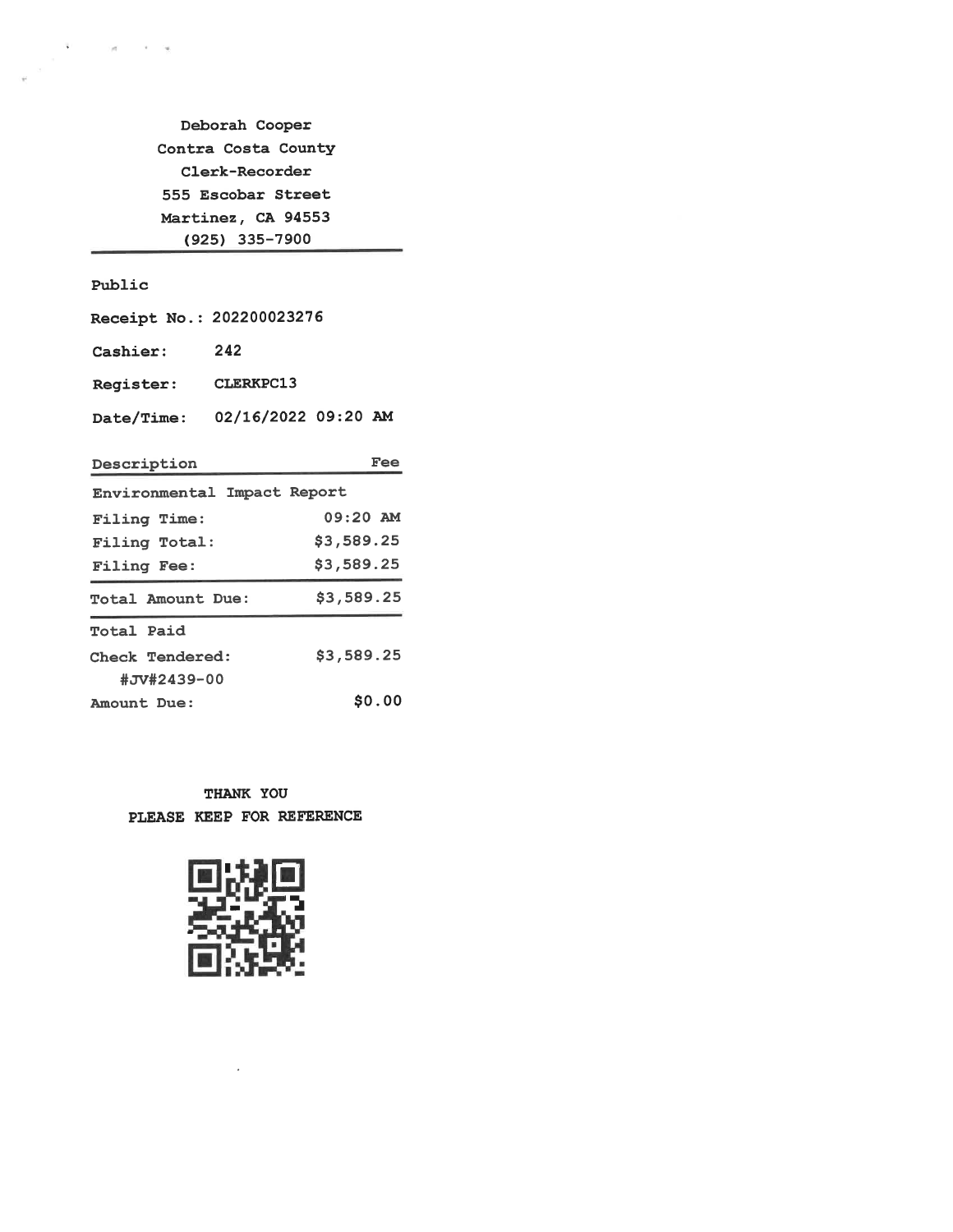Deborah Cooper
Contra Costa County
Clerk-Recorder
555 Escobar Street
Martinez, CA 94553
(925) 335-7900

Public

Receipt No.: 202200023276

Cashier: 242

Register: CLERKPC13

Date/Time: 02/16/2022 09:20 AM

| Description | Fee |
|---|---|
| Environmental Impact Report | |
| Filing Time: | 09:20 AM |
| Filing Total: | $3,589.25 |
| Filing Fee: | $3,589.25 |
| Total Amount Due: | $3,589.25 |
| Total Paid | |
| Check Tendered: #JV#2439-00 | $3,589.25 |
| Amount Due: | $0.00 |

THANK YOU
PLEASE KEEP FOR REFERENCE